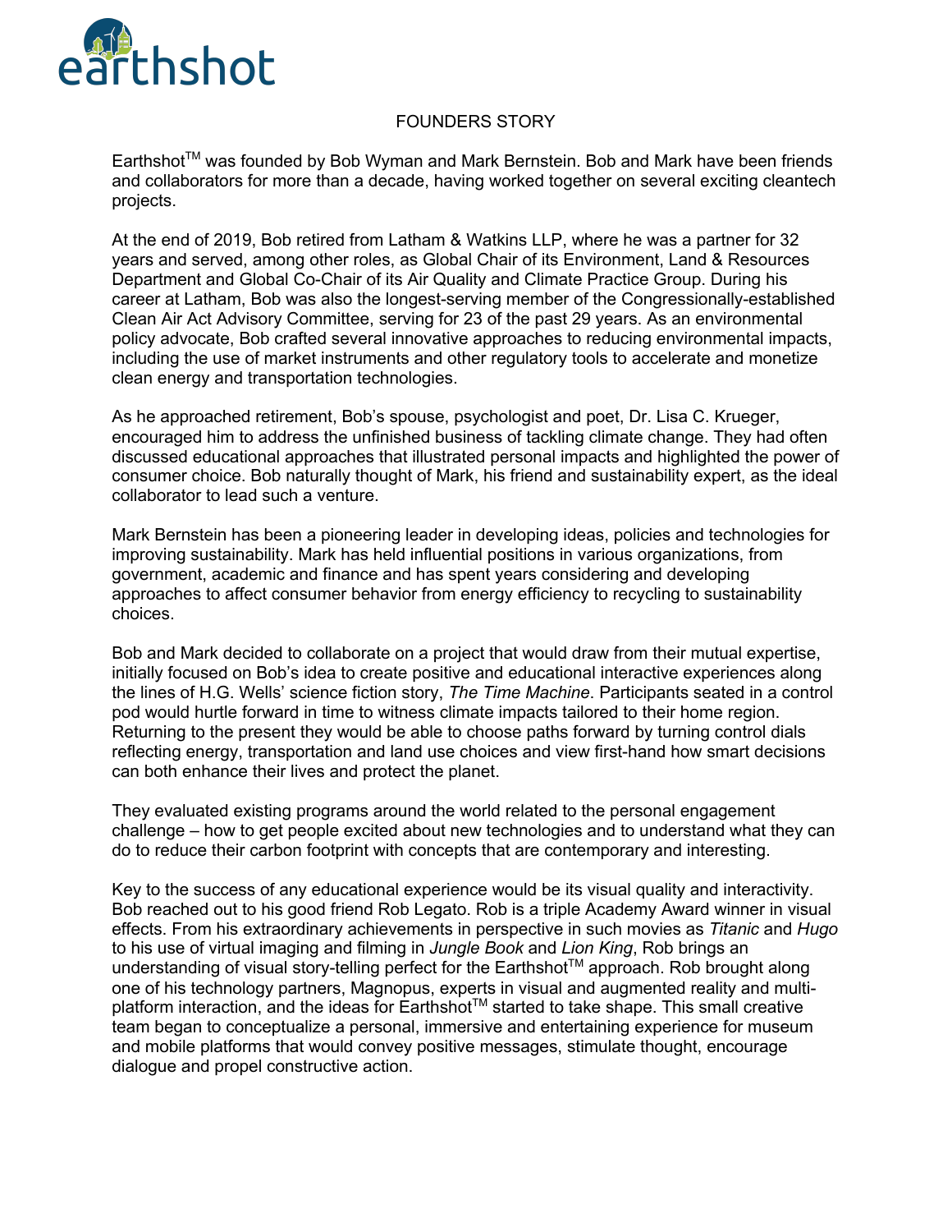earthshot

# FOUNDERS STORY

Earthshot™ was founded by Bob Wyman and Mark Bernstein. Bob and Mark have been friends and collaborators for more than a decade, having worked together on several exciting cleantech projects.

At the end of 2019, Bob retired from Latham & Watkins LLP, where he was a partner for 32 years and served, among other roles, as Global Chair of its Environment, Land & Resources Department and Global Co-Chair of its Air Quality and Climate Practice Group. During his career at Latham, Bob was also the longest-serving member of the Congressionally-established Clean Air Act Advisory Committee, serving for 23 of the past 29 years. As an environmental policy advocate, Bob crafted several innovative approaches to reducing environmental impacts, including the use of market instruments and other regulatory tools to accelerate and monetize clean energy and transportation technologies.

As he approached retirement, Bob's spouse, psychologist and poet, Dr. Lisa C. Krueger, encouraged him to address the unfinished business of tackling climate change. They had often discussed educational approaches that illustrated personal impacts and highlighted the power of consumer choice. Bob naturally thought of Mark, his friend and sustainability expert, as the ideal collaborator to lead such a venture.

Mark Bernstein has been a pioneering leader in developing ideas, policies and technologies for improving sustainability. Mark has held influential positions in various organizations, from government, academic and finance and has spent years considering and developing approaches to affect consumer behavior from energy efficiency to recycling to sustainability choices.

Bob and Mark decided to collaborate on a project that would draw from their mutual expertise, initially focused on Bob's idea to create positive and educational interactive experiences along the lines of H.G. Wells' science fiction story, *The Time Machine*. Participants seated in a control pod would hurtle forward in time to witness climate impacts tailored to their home region. Returning to the present they would be able to choose paths forward by turning control dials reflecting energy, transportation and land use choices and view first-hand how smart decisions can both enhance their lives and protect the planet.

They evaluated existing programs around the world related to the personal engagement challenge – how to get people excited about new technologies and to understand what they can do to reduce their carbon footprint with concepts that are contemporary and interesting.

Key to the success of any educational experience would be its visual quality and interactivity. Bob reached out to his good friend Rob Legato. Rob is a triple Academy Award winner in visual effects. From his extraordinary achievements in perspective in such movies as *Titanic* and *Hugo* to his use of virtual imaging and filming in *Jungle Book* and *Lion King*, Rob brings an understanding of visual story-telling perfect for the Earthshot™ approach. Rob brought along one of his technology partners, Magnopus, experts in visual and augmented reality and multi-platform interaction, and the ideas for Earthshot™ started to take shape. This small creative team began to conceptualize a personal, immersive and entertaining experience for museum and mobile platforms that would convey positive messages, stimulate thought, encourage dialogue and propel constructive action.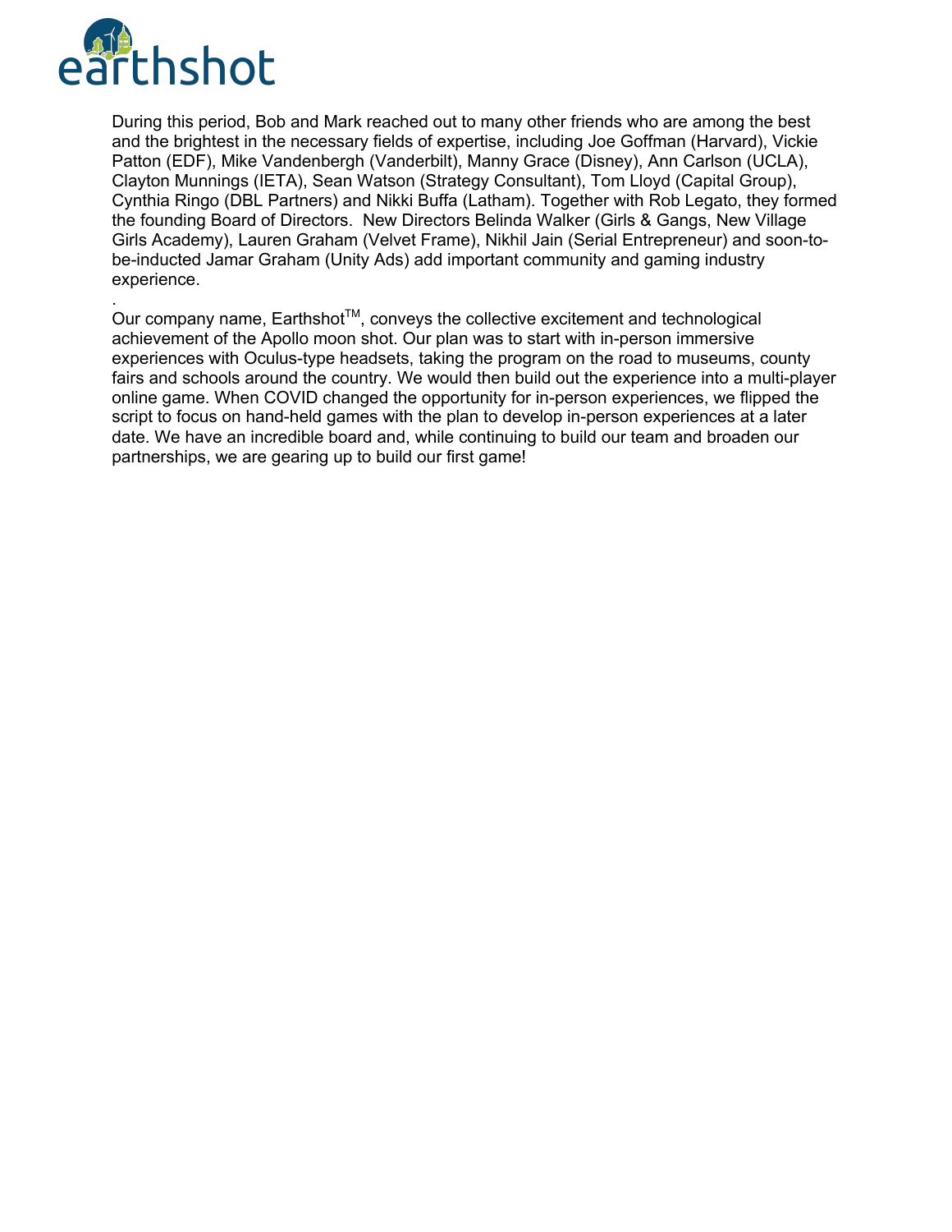During this period, Bob and Mark reached out to many other friends who are among the best and the brightest in the necessary fields of expertise, including Joe Goffman (Harvard), Vickie Patton (EDF), Mike Vandenbergh (Vanderbilt), Manny Grace (Disney), Ann Carlson (UCLA), Clayton Munnings (IETA), Sean Watson (Strategy Consultant), Tom Lloyd (Capital Group), Cynthia Ringo (DBL Partners) and Nikki Buffa (Latham). Together with Rob Legato, they formed the founding Board of Directors. New Directors Belinda Walker (Girls & Gangs, New Village Girls Academy), Lauren Graham (Velvet Frame), Nikhil Jain (Serial Entrepreneur) and soon-to-be-inducted Jamar Graham (Unity Ads) add important community and gaming industry experience.

.

Our company name, Earthshot™, conveys the collective excitement and technological achievement of the Apollo moon shot. Our plan was to start with in-person immersive experiences with Oculus-type headsets, taking the program on the road to museums, county fairs and schools around the country. We would then build out the experience into a multi-player online game. When COVID changed the opportunity for in-person experiences, we flipped the script to focus on hand-held games with the plan to develop in-person experiences at a later date. We have an incredible board and, while continuing to build our team and broaden our partnerships, we are gearing up to build our first game!